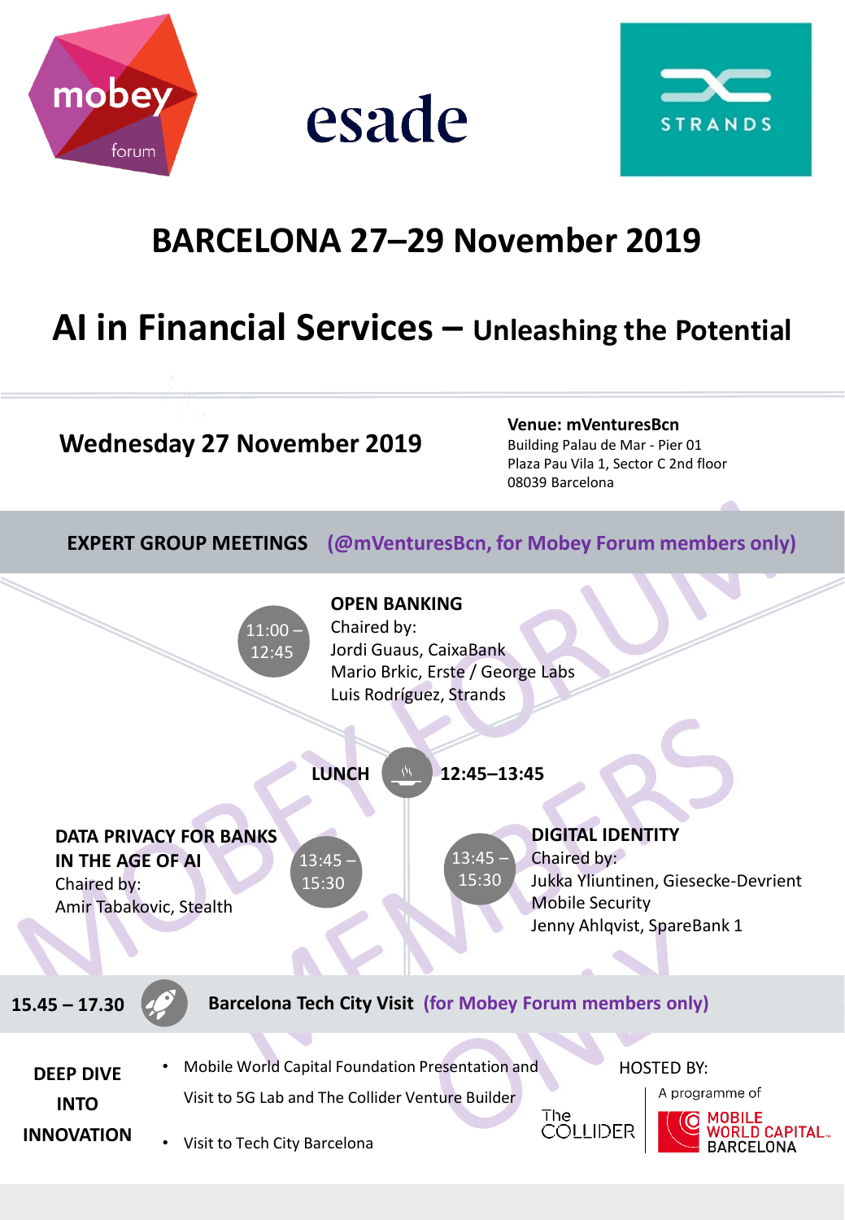mobey forum

esade

STRANDS

# BARCELONA 27–29 November 2019

# AI in Financial Services – Unleashing the Potential

## Wednesday 27 November 2019

**Venue: mVenturesBcn**
Building Palau de Mar - Pier 01
Plaza Pau Vila 1, Sector C 2nd floor
08039 Barcelona

### EXPERT GROUP MEETINGS (@mVenturesBcn, for Mobey Forum members only)

**11:00 – 12:45**

**OPEN BANKING**
Chaired by:
Jordi Guaus, CaixaBank
Mario Brkic, Erste / George Labs
Luis Rodríguez, Strands

**LUNCH 12:45–13:45**

**13:45 – 15:30**

**DATA PRIVACY FOR BANKS IN THE AGE OF AI**
Chaired by:
Amir Tabakovic, Stealth

**13:45 – 15:30**

**DIGITAL IDENTITY**
Chaired by:
Jukka Yliuntinen, Giesecke-Devrient Mobile Security
Jenny Ahlqvist, SpareBank 1

**15.45 – 17.30** **Barcelona Tech City Visit (for Mobey Forum members only)**

**DEEP DIVE INTO INNOVATION**

- Mobile World Capital Foundation Presentation and Visit to 5G Lab and The Collider Venture Builder
- Visit to Tech City Barcelona

HOSTED BY:

The COLLIDER — A programme of MOBILE WORLD CAPITAL BARCELONA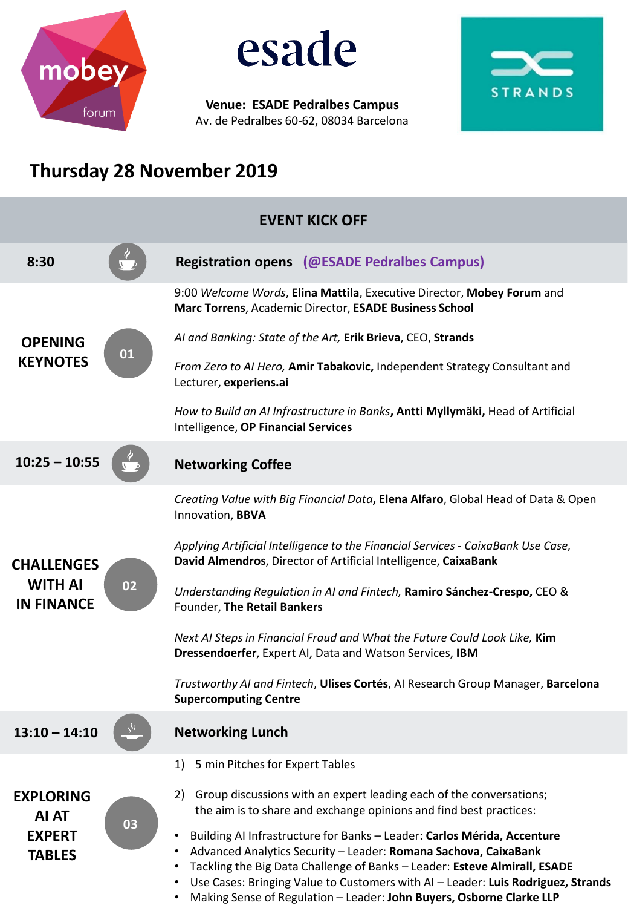**Venue: ESADE Pedralbes Campus**
Av. de Pedralbes 60-62, 08034 Barcelona

# Thursday 28 November 2019

## EVENT KICK OFF

**8:30** — **Registration opens (@ESADE Pedralbes Campus)**

### OPENING KEYNOTES (01)

9:00 *Welcome Words*, **Elina Mattila**, Executive Director, **Mobey Forum** and **Marc Torrens**, Academic Director, **ESADE Business School**

*AI and Banking: State of the Art,* **Erik Brieva**, CEO, **Strands**

*From Zero to AI Hero,* **Amir Tabakovic,** Independent Strategy Consultant and Lecturer, **experiens.ai**

*How to Build an AI Infrastructure in Banks***, Antti Myllymäki,** Head of Artificial Intelligence, **OP Financial Services**

**10:25 – 10:55** — **Networking Coffee**

### CHALLENGES WITH AI IN FINANCE (02)

*Creating Value with Big Financial Data***, Elena Alfaro**, Global Head of Data & Open Innovation, **BBVA**

*Applying Artificial Intelligence to the Financial Services - CaixaBank Use Case,* **David Almendros**, Director of Artificial Intelligence, **CaixaBank**

*Understanding Regulation in AI and Fintech,* **Ramiro Sánchez-Crespo,** CEO & Founder, **The Retail Bankers**

*Next AI Steps in Financial Fraud and What the Future Could Look Like,* **Kim Dressendoerfer**, Expert AI, Data and Watson Services, **IBM**

*Trustworthy AI and Fintech*, **Ulises Cortés**, AI Research Group Manager, **Barcelona Supercomputing Centre**

**13:10 – 14:10** — **Networking Lunch**

### EXPLORING AI AT EXPERT TABLES (03)

1) 5 min Pitches for Expert Tables

2) Group discussions with an expert leading each of the conversations; the aim is to share and exchange opinions and find best practices:

- Building AI Infrastructure for Banks – Leader: **Carlos Mérida, Accenture**
- Advanced Analytics Security – Leader: **Romana Sachova, CaixaBank**
- Tackling the Big Data Challenge of Banks – Leader: **Esteve Almirall, ESADE**
- Use Cases: Bringing Value to Customers with AI – Leader: **Luis Rodriguez, Strands**
- Making Sense of Regulation – Leader: **John Buyers, Osborne Clarke LLP**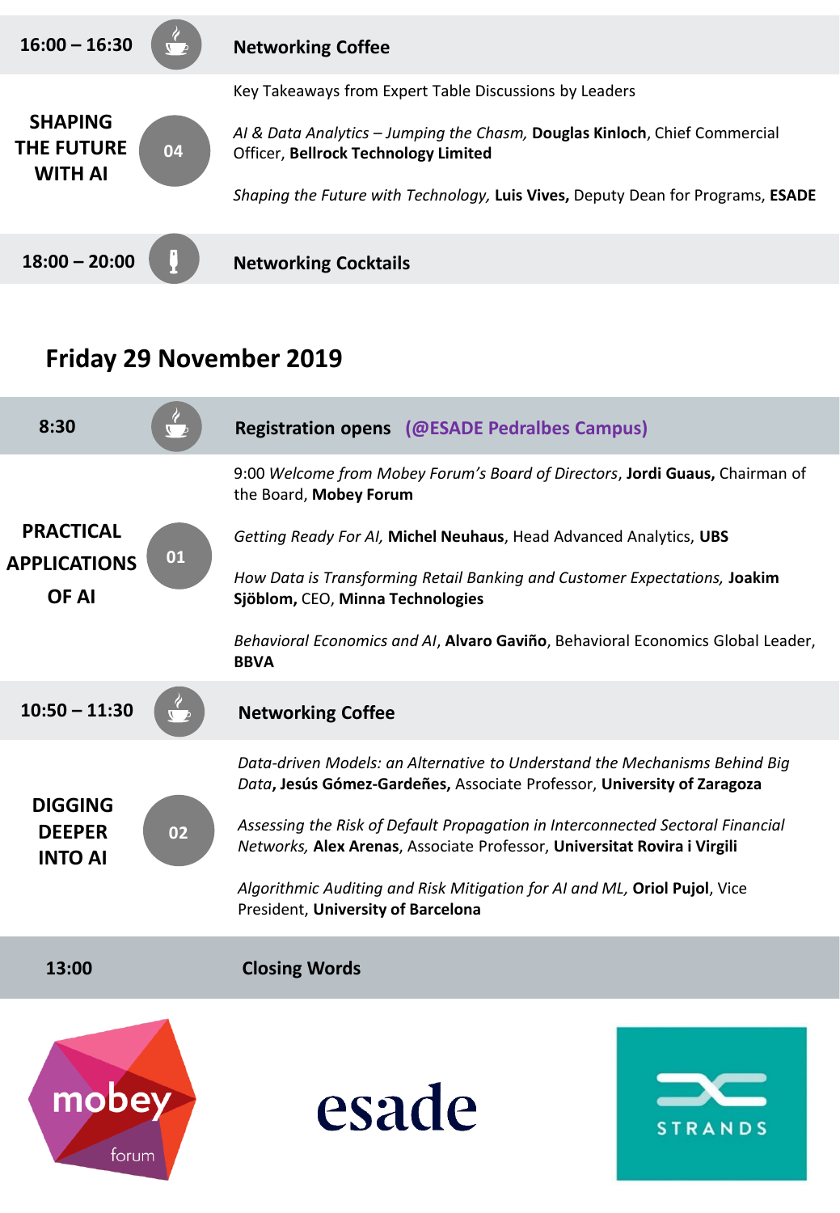**16:00 – 16:30** **Networking Coffee**

**SHAPING THE FUTURE WITH AI** — 04

Key Takeaways from Expert Table Discussions by Leaders

*AI & Data Analytics – Jumping the Chasm,* **Douglas Kinloch**, Chief Commercial Officer, **Bellrock Technology Limited**

*Shaping the Future with Technology,* **Luis Vives,** Deputy Dean for Programs, **ESADE**

**18:00 – 20:00** **Networking Cocktails**

## Friday 29 November 2019

**8:30** **Registration opens (@ESADE Pedralbes Campus)**

**PRACTICAL APPLICATIONS OF AI** — 01

9:00 *Welcome from Mobey Forum's Board of Directors*, **Jordi Guaus,** Chairman of the Board, **Mobey Forum**

*Getting Ready For AI,* **Michel Neuhaus**, Head Advanced Analytics, **UBS**

*How Data is Transforming Retail Banking and Customer Expectations,* **Joakim Sjöblom,** CEO, **Minna Technologies**

*Behavioral Economics and AI*, **Alvaro Gaviño**, Behavioral Economics Global Leader, **BBVA**

**10:50 – 11:30** **Networking Coffee**

**DIGGING DEEPER INTO AI** — 02

*Data-driven Models: an Alternative to Understand the Mechanisms Behind Big Data***, Jesús Gómez-Gardeñes,** Associate Professor, **University of Zaragoza**

*Assessing the Risk of Default Propagation in Interconnected Sectoral Financial Networks,* **Alex Arenas**, Associate Professor, **Universitat Rovira i Virgili**

*Algorithmic Auditing and Risk Mitigation for AI and ML,* **Oriol Pujol**, Vice President, **University of Barcelona**

**13:00** **Closing Words**

mobey forum

esade

STRANDS